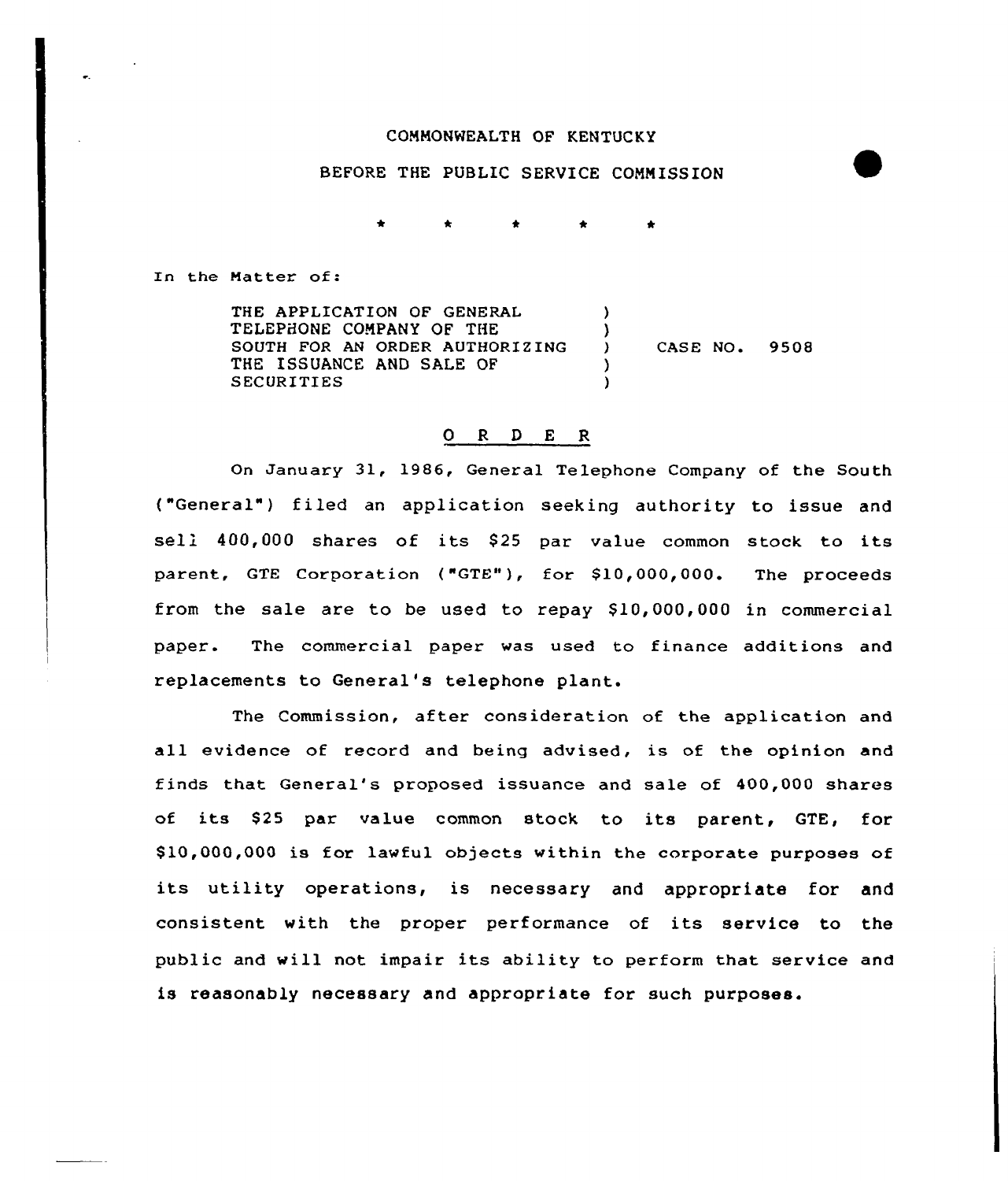COMMONWEALTH OF KENTUCKY

BEFORE THE PUBLIC SERVICE COMMISSION

\* \* \* \* \*

In the Matter of:

THE APPLICATION OF GENERAL TELEPHONE COMPANY OF THE SOUTH FOR AN ORDER AUTHORIZING THE ISSUANCE AND SALE OF SECURITIES ) CASE NO. 9508

## O R D E R

On January 31, 1986, General Telephone Company of the South ("General") filed an application seeking authority to issue and sell 400,000 shares of its $25 par value common stock to its parent, GTE Corporation ("GTE"), for $10,000,000. The proceeds from the sale are to be used to repay $10,000,000 in commercial paper. The commercial paper was used to finance additions and replacements to General's telephone plant.

The Commission, after consideration of the application and all evidence of record and being advised, is of the opinion and finds that General's proposed issuance and sale of 400,000 shares of its $25 par value common stock to its parent, GTE, for $10,000,000 is for lawful objects within the corporate purposes of its utility operations, is necessary and appropriate for and consistent with the proper performance of its service to the public and will not impair its ability to perform that service and is reasonably necessary and appropriate for such purposes.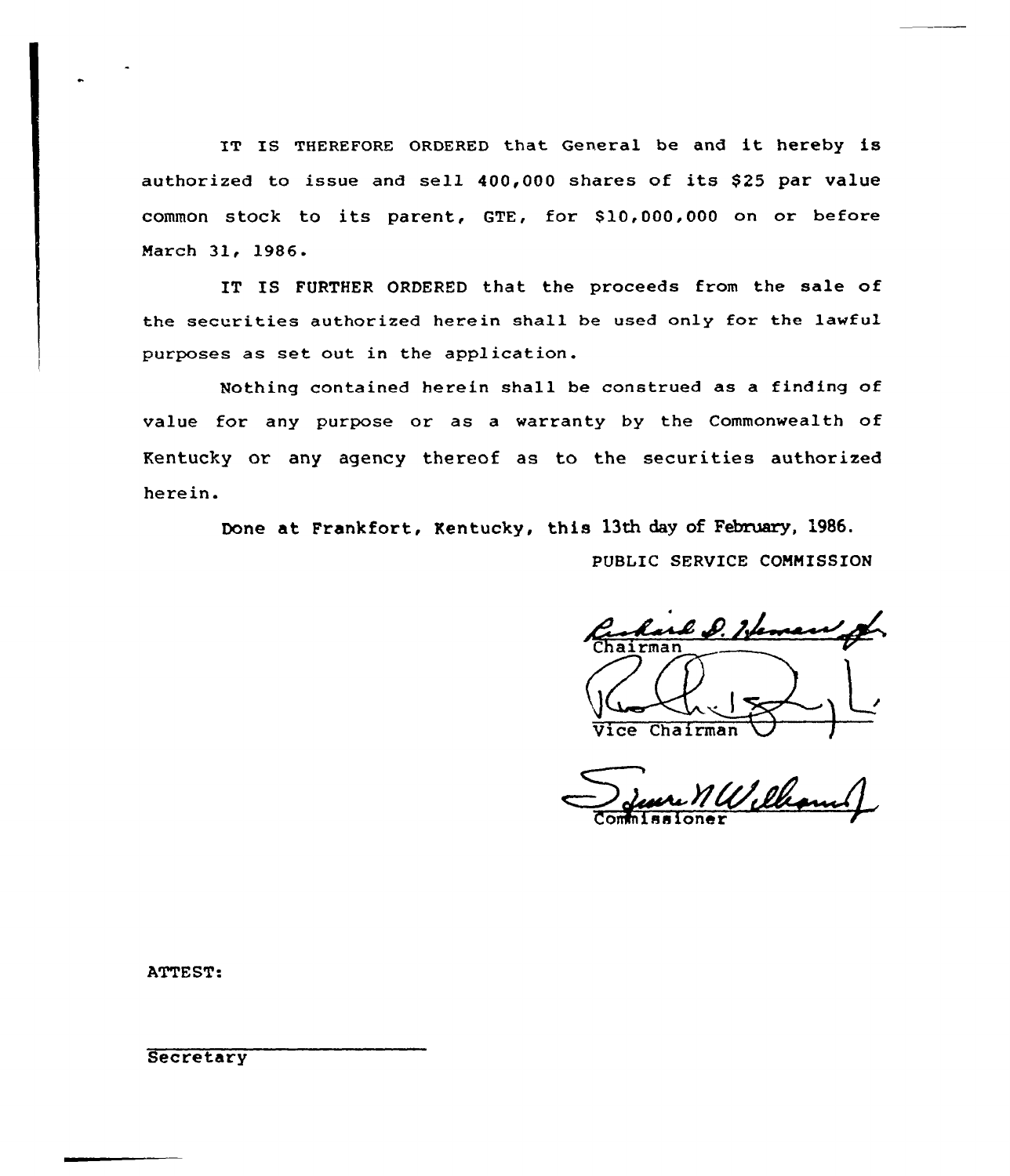IT IS THEREFORE ORDERED that General be and it hereby is authorized to issue and sell 400,000 shares of its $25 par value common stock to its parent, GTE, for $10,000,000 on or before March 31, 1986.

IT IS FURTHER ORDERED that the proceeds from the sale of the securities authorized herein shall be used only for the lawful purposes as set out in the application.

Nothing contained herein shall be construed as a finding of value for any purpose or as a warranty by the Commonwealth of Kentucky or any agency thereof as to the securities authorized herein.

Done at Frankfort, Kentucky, this 13th day of February, 1986.

PUBLIC SERVICE COMMISSION

Chairman

Vice Chairman

Commissioner

ATTEST:

Secretary